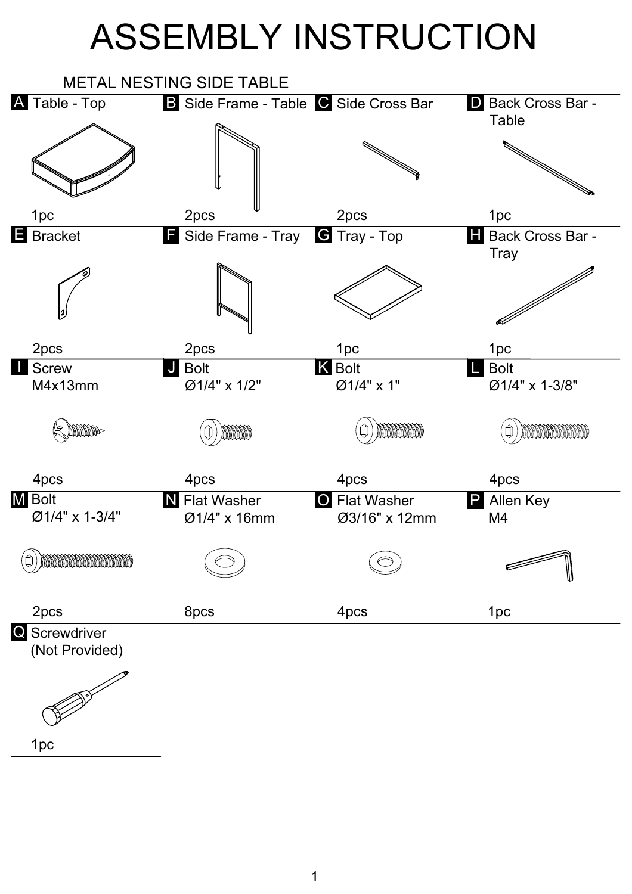# ASSEMBLY INSTRUCTION

## METAL NESTING SIDE TABLE

| Part | Description | Quantity |
|---|---|---|
| A | Table - Top | 1pc |
| B | Side Frame - Table | 2pcs |
| C | Side Cross Bar | 2pcs |
| D | Back Cross Bar - Table | 1pc |
| E | Bracket | 2pcs |
| F | Side Frame - Tray | 2pcs |
| G | Tray - Top | 1pc |
| H | Back Cross Bar - Tray | 1pc |
| I | Screw M4x13mm | 4pcs |
| J | Bolt Ø1/4" x 1/2" | 4pcs |
| K | Bolt Ø1/4" x 1" | 4pcs |
| L | Bolt Ø1/4" x 1-3/8" | 4pcs |
| M | Bolt Ø1/4" x 1-3/4" | 2pcs |
| N | Flat Washer Ø1/4" x 16mm | 8pcs |
| O | Flat Washer Ø3/16" x 12mm | 4pcs |
| P | Allen Key M4 | 1pc |
| Q | Screwdriver (Not Provided) | 1pc |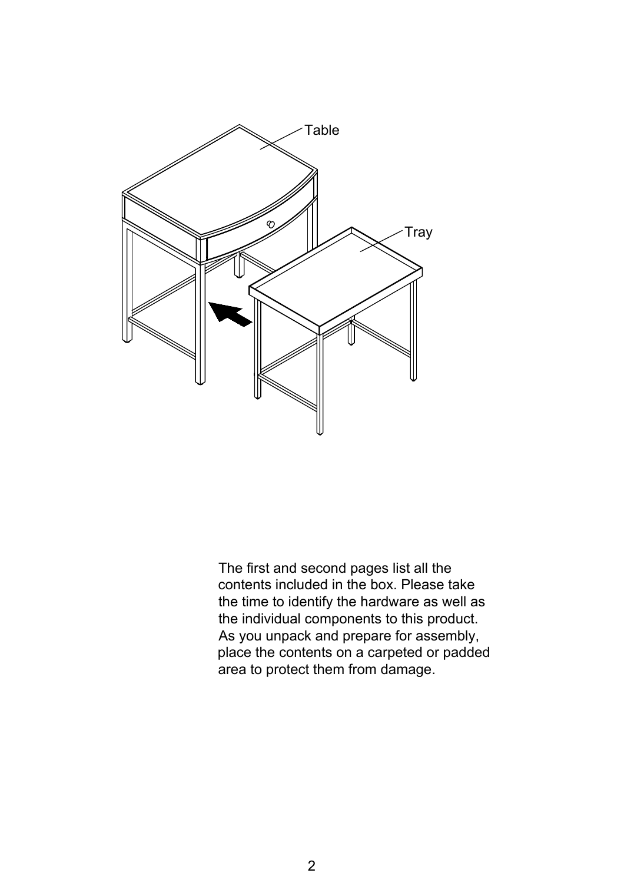Table

Tray

The first and second pages list all the contents included in the box. Please take the time to identify the hardware as well as the individual components to this product. As you unpack and prepare for assembly, place the contents on a carpeted or padded area to protect them from damage.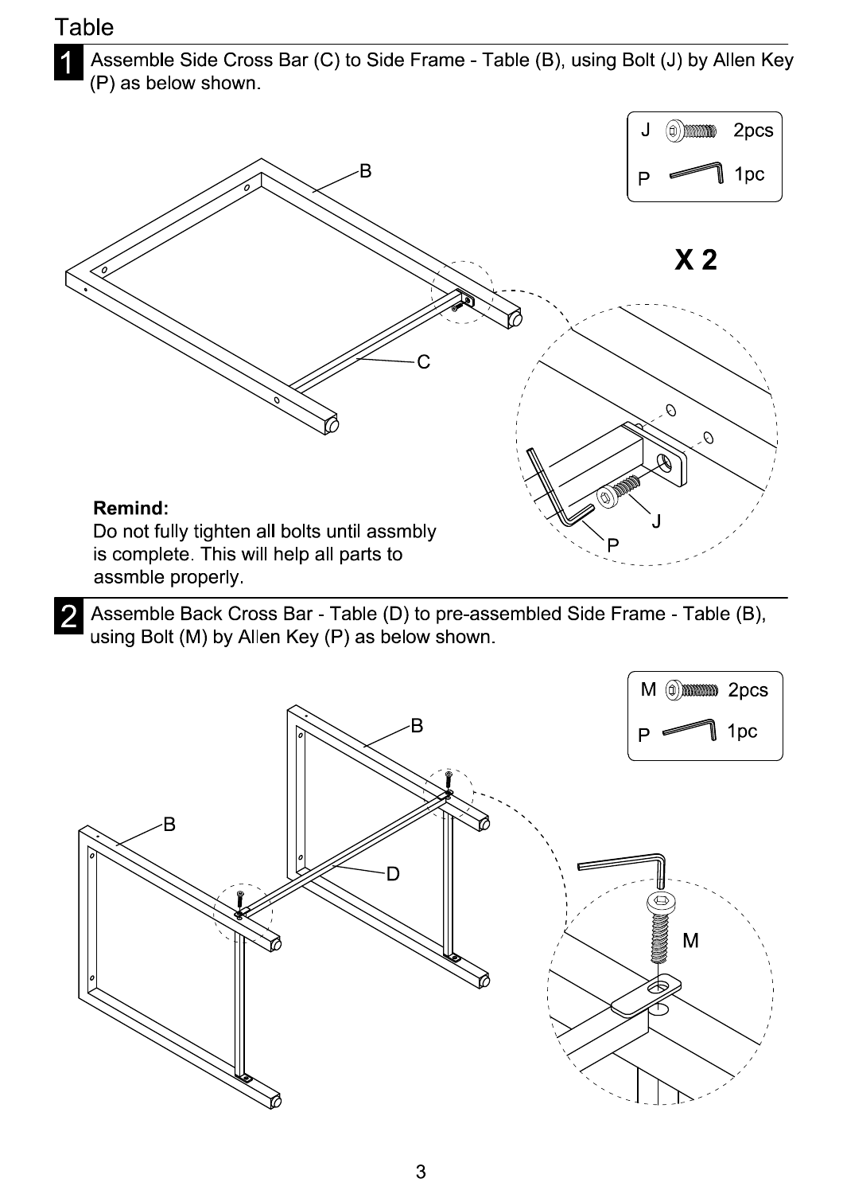# Table

**1** Assemble Side Cross Bar (C) to Side Frame - Table (B), using Bolt (J) by Allen Key (P) as below shown.

J 2pcs

P 1pc

**X 2**

**Remind:**
Do not fully tighten all bolts until assmbly is complete. This will help all parts to assmble properly.

**2** Assemble Back Cross Bar - Table (D) to pre-assembled Side Frame - Table (B), using Bolt (M) by Allen Key (P) as below shown.

M 2pcs

P 1pc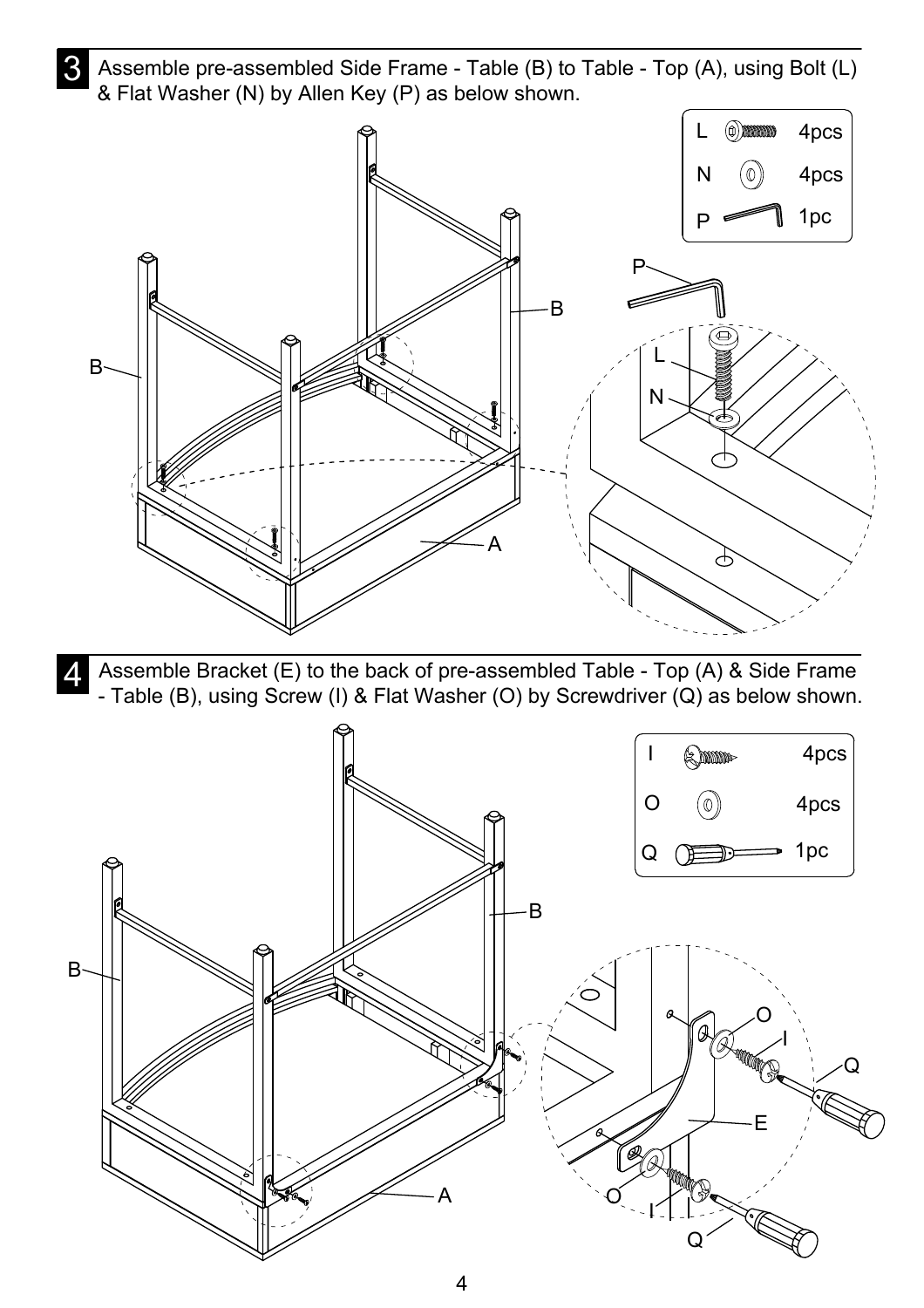## 3

Assemble pre-assembled Side Frame - Table (B) to Table - Top (A), using Bolt (L) & Flat Washer (N) by Allen Key (P) as below shown.

| | |
|---|---|
| L | 4pcs |
| N | 4pcs |
| P | 1pc |

## 4

Assemble Bracket (E) to the back of pre-assembled Table - Top (A) & Side Frame - Table (B), using Screw (I) & Flat Washer (O) by Screwdriver (Q) as below shown.

| | |
|---|---|
| I | 4pcs |
| O | 4pcs |
| Q | 1pc |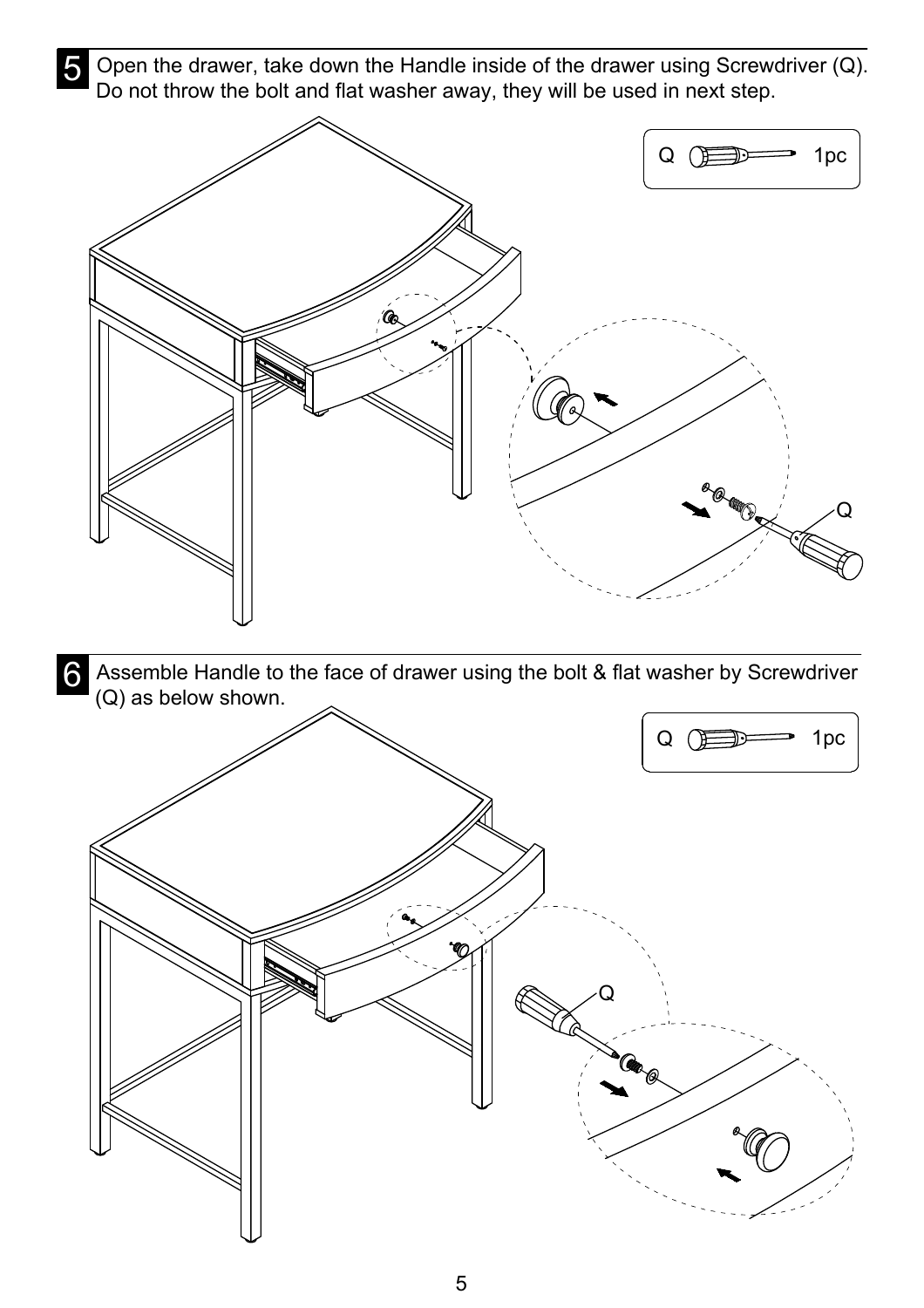**5** Open the drawer, take down the Handle inside of the drawer using Screwdriver (Q). Do not throw the bolt and flat washer away, they will be used in next step.

Q 1pc

Q

**6** Assemble Handle to the face of drawer using the bolt & flat washer by Screwdriver (Q) as below shown.

Q 1pc

Q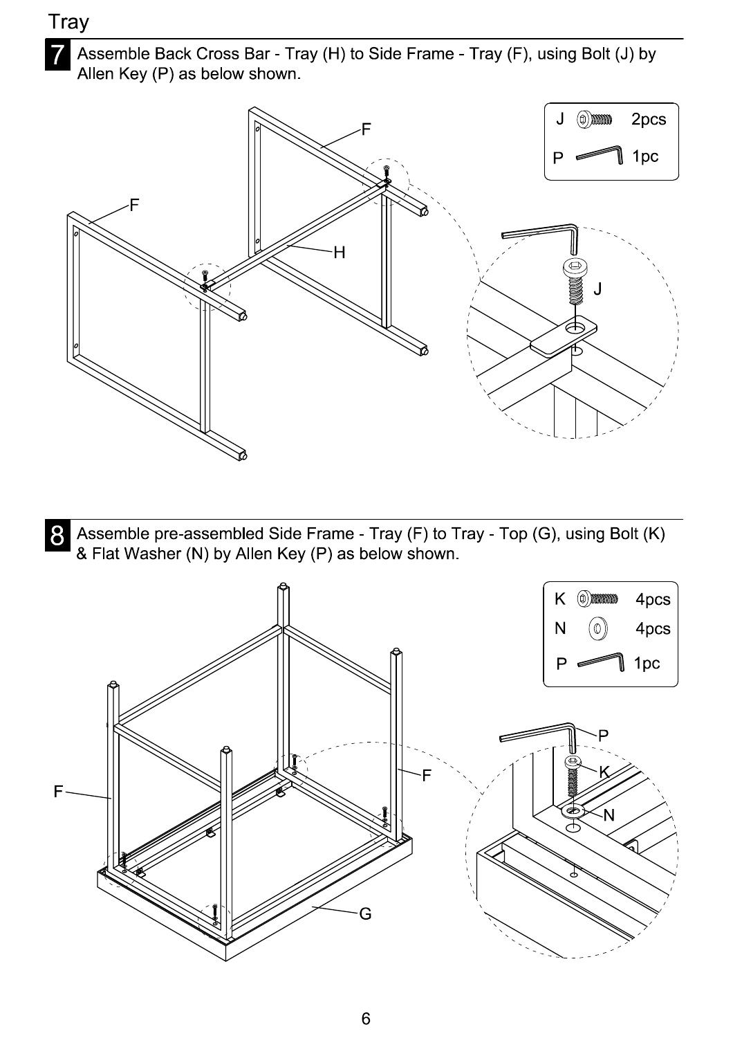# Tray

## 7

Assemble Back Cross Bar - Tray (H) to Side Frame - Tray (F), using Bolt (J) by Allen Key (P) as below shown.

| | | |
|---|---|---|
| J | | 2pcs |
| P | | 1pc |

F

F

H

J

## 8

Assemble pre-assembled Side Frame - Tray (F) to Tray - Top (G), using Bolt (K) & Flat Washer (N) by Allen Key (P) as below shown.

| | | |
|---|---|---|
| K | | 4pcs |
| N | | 4pcs |
| P | | 1pc |

F

F

G

P

K

N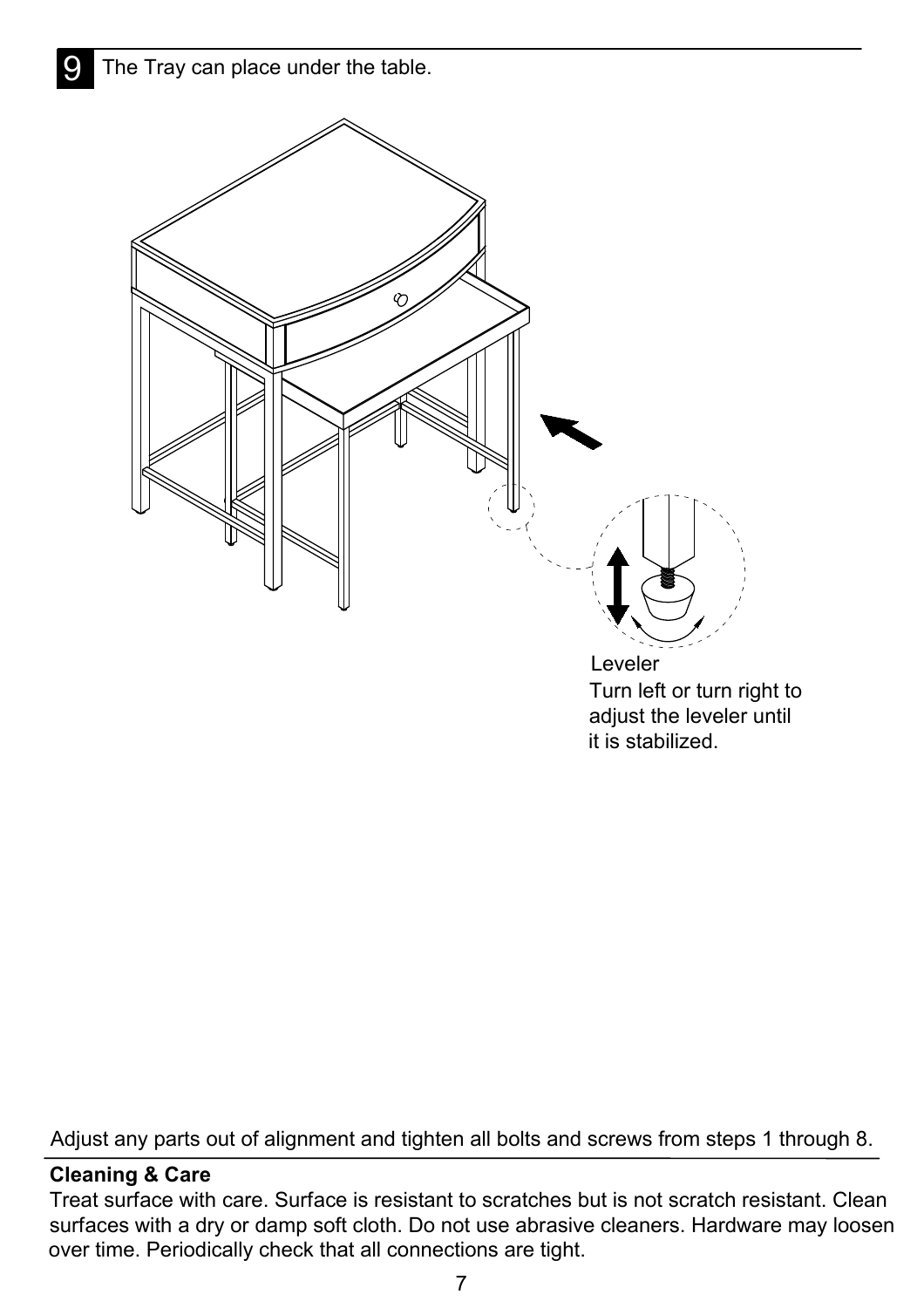**9** The Tray can place under the table.

Leveler
Turn left or turn right to adjust the leveler until it is stabilized.

Adjust any parts out of alignment and tighten all bolts and screws from steps 1 through 8.

**Cleaning & Care**

Treat surface with care. Surface is resistant to scratches but is not scratch resistant. Clean surfaces with a dry or damp soft cloth. Do not use abrasive cleaners. Hardware may loosen over time. Periodically check that all connections are tight.